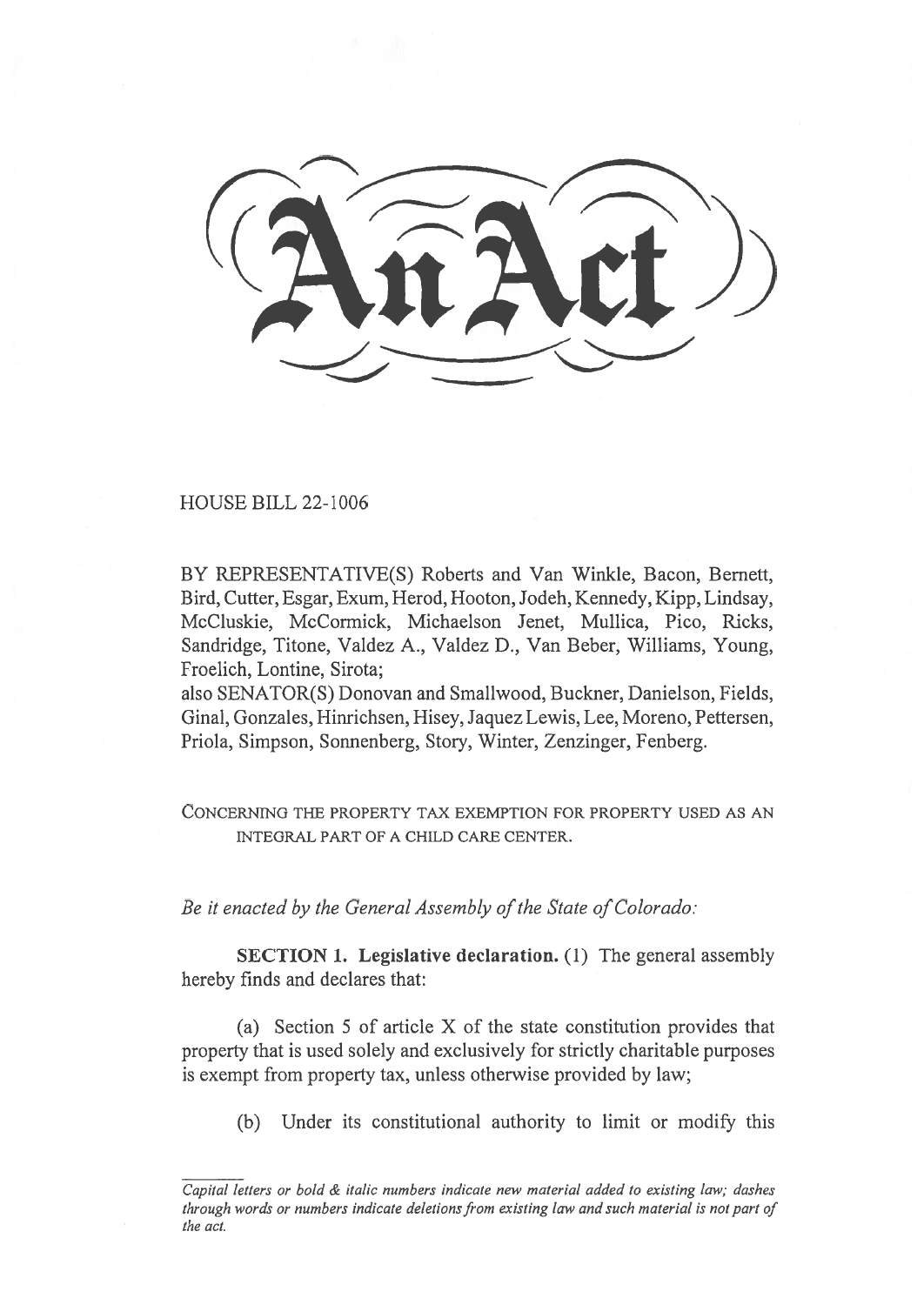# An Act

HOUSE BILL 22-1006

BY REPRESENTATIVE(S) Roberts and Van Winkle, Bacon, Bernett, Bird, Cutter, Esgar, Exum, Herod, Hooton, Jodeh, Kennedy, Kipp, Lindsay, McCluskie, McCormick, Michaelson Jenet, Mullica, Pico, Ricks, Sandridge, Titone, Valdez A., Valdez D., Van Beber, Williams, Young, Froelich, Lontine, Sirota;
also SENATOR(S) Donovan and Smallwood, Buckner, Danielson, Fields, Ginal, Gonzales, Hinrichsen, Hisey, Jaquez Lewis, Lee, Moreno, Pettersen, Priola, Simpson, Sonnenberg, Story, Winter, Zenzinger, Fenberg.

CONCERNING THE PROPERTY TAX EXEMPTION FOR PROPERTY USED AS AN INTEGRAL PART OF A CHILD CARE CENTER.

*Be it enacted by the General Assembly of the State of Colorado:*

**SECTION 1. Legislative declaration.** (1) The general assembly hereby finds and declares that:

(a) Section 5 of article X of the state constitution provides that property that is used solely and exclusively for strictly charitable purposes is exempt from property tax, unless otherwise provided by law;

(b) Under its constitutional authority to limit or modify this

*Capital letters or bold & italic numbers indicate new material added to existing law; dashes through words or numbers indicate deletions from existing law and such material is not part of the act.*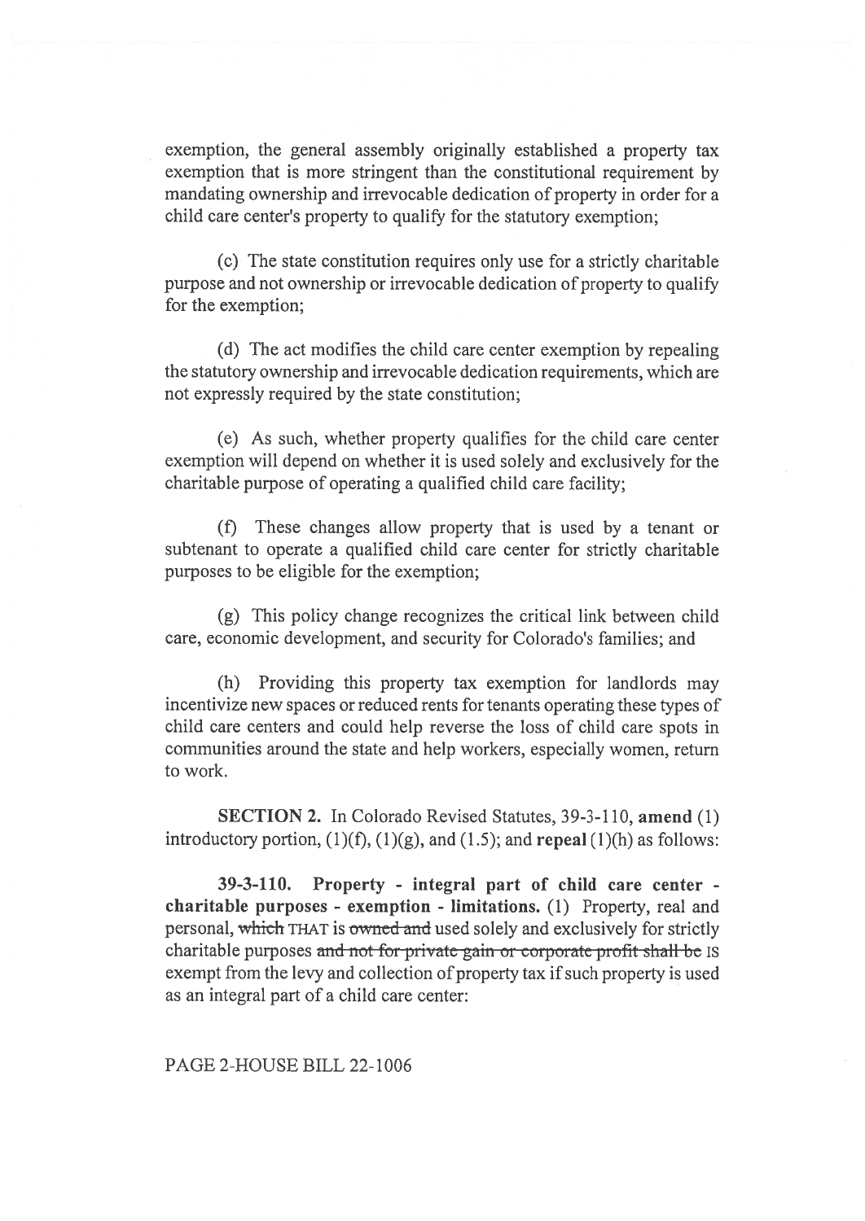exemption, the general assembly originally established a property tax exemption that is more stringent than the constitutional requirement by mandating ownership and irrevocable dedication of property in order for a child care center's property to qualify for the statutory exemption;

(c) The state constitution requires only use for a strictly charitable purpose and not ownership or irrevocable dedication of property to qualify for the exemption;

(d) The act modifies the child care center exemption by repealing the statutory ownership and irrevocable dedication requirements, which are not expressly required by the state constitution;

(e) As such, whether property qualifies for the child care center exemption will depend on whether it is used solely and exclusively for the charitable purpose of operating a qualified child care facility;

(f) These changes allow property that is used by a tenant or subtenant to operate a qualified child care center for strictly charitable purposes to be eligible for the exemption;

(g) This policy change recognizes the critical link between child care, economic development, and security for Colorado's families; and

(h) Providing this property tax exemption for landlords may incentivize new spaces or reduced rents for tenants operating these types of child care centers and could help reverse the loss of child care spots in communities around the state and help workers, especially women, return to work.

**SECTION 2.** In Colorado Revised Statutes, 39-3-110, **amend** (1) introductory portion, (1)(f), (1)(g), and (1.5); and **repeal** (1)(h) as follows:

**39-3-110. Property - integral part of child care center - charitable purposes - exemption - limitations.** (1) Property, real and personal, ~~which~~ THAT is ~~owned and~~ used solely and exclusively for strictly charitable purposes ~~and not for private gain or corporate profit shall be~~ IS exempt from the levy and collection of property tax if such property is used as an integral part of a child care center: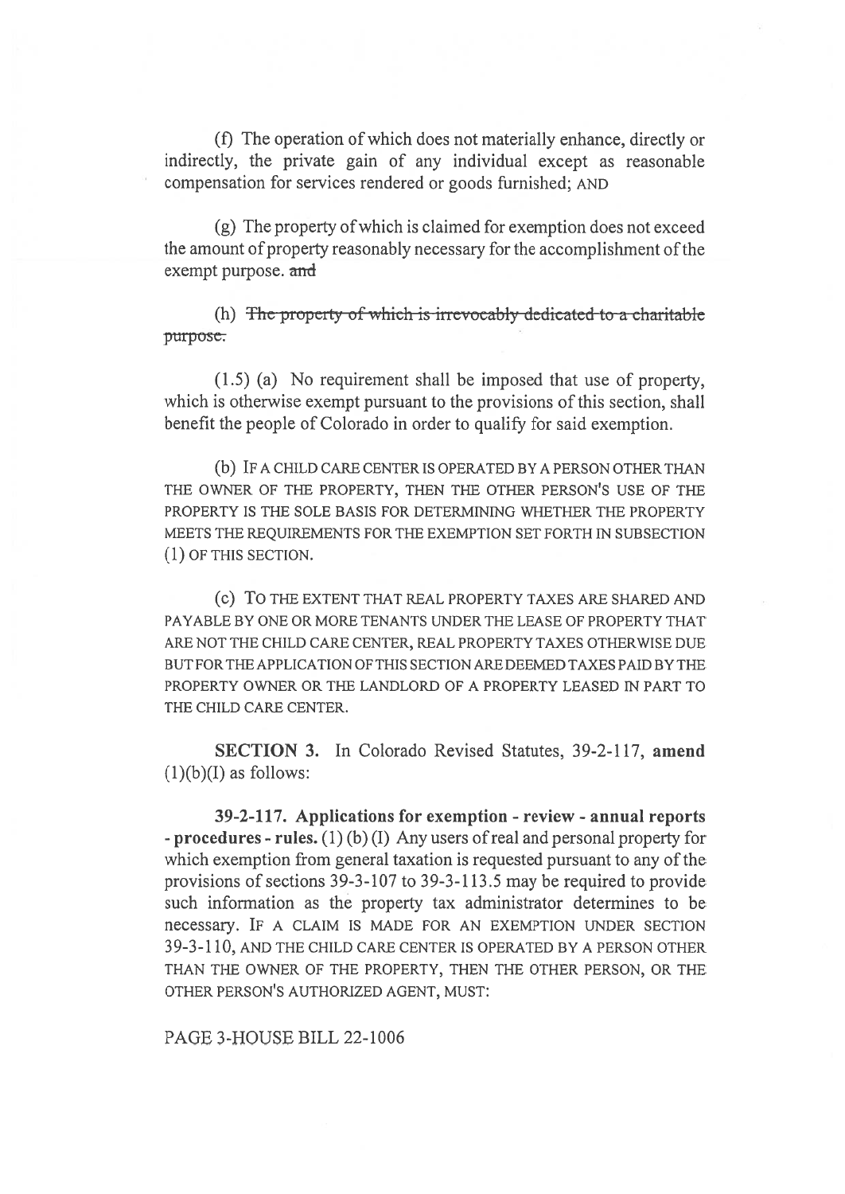(f) The operation of which does not materially enhance, directly or indirectly, the private gain of any individual except as reasonable compensation for services rendered or goods furnished; AND

(g) The property of which is claimed for exemption does not exceed the amount of property reasonably necessary for the accomplishment of the exempt purpose. ~~and~~

(h) ~~The property of which is irrevocably dedicated to a charitable purpose.~~

(1.5) (a) No requirement shall be imposed that use of property, which is otherwise exempt pursuant to the provisions of this section, shall benefit the people of Colorado in order to qualify for said exemption.

(b) IF A CHILD CARE CENTER IS OPERATED BY A PERSON OTHER THAN THE OWNER OF THE PROPERTY, THEN THE OTHER PERSON'S USE OF THE PROPERTY IS THE SOLE BASIS FOR DETERMINING WHETHER THE PROPERTY MEETS THE REQUIREMENTS FOR THE EXEMPTION SET FORTH IN SUBSECTION (1) OF THIS SECTION.

(c) TO THE EXTENT THAT REAL PROPERTY TAXES ARE SHARED AND PAYABLE BY ONE OR MORE TENANTS UNDER THE LEASE OF PROPERTY THAT ARE NOT THE CHILD CARE CENTER, REAL PROPERTY TAXES OTHERWISE DUE BUT FOR THE APPLICATION OF THIS SECTION ARE DEEMED TAXES PAID BY THE PROPERTY OWNER OR THE LANDLORD OF A PROPERTY LEASED IN PART TO THE CHILD CARE CENTER.

**SECTION 3.** In Colorado Revised Statutes, 39-2-117, **amend** (1)(b)(I) as follows:

**39-2-117. Applications for exemption - review - annual reports - procedures - rules.** (1) (b) (I) Any users of real and personal property for which exemption from general taxation is requested pursuant to any of the provisions of sections 39-3-107 to 39-3-113.5 may be required to provide such information as the property tax administrator determines to be necessary. IF A CLAIM IS MADE FOR AN EXEMPTION UNDER SECTION 39-3-110, AND THE CHILD CARE CENTER IS OPERATED BY A PERSON OTHER THAN THE OWNER OF THE PROPERTY, THEN THE OTHER PERSON, OR THE OTHER PERSON'S AUTHORIZED AGENT, MUST:

PAGE 3-HOUSE BILL 22-1006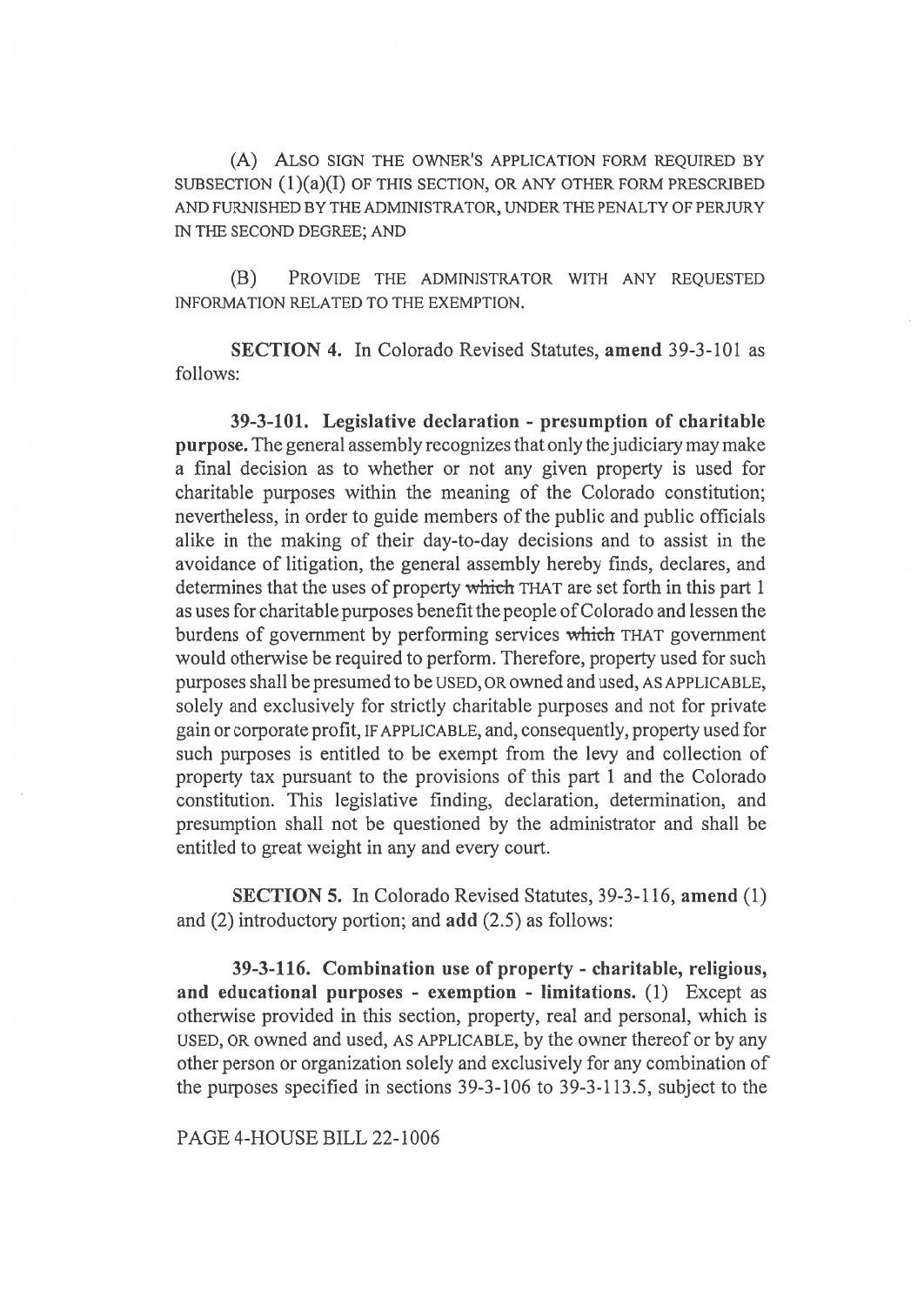(A) ALSO SIGN THE OWNER'S APPLICATION FORM REQUIRED BY SUBSECTION (1)(a)(I) OF THIS SECTION, OR ANY OTHER FORM PRESCRIBED AND FURNISHED BY THE ADMINISTRATOR, UNDER THE PENALTY OF PERJURY IN THE SECOND DEGREE; AND

(B) PROVIDE THE ADMINISTRATOR WITH ANY REQUESTED INFORMATION RELATED TO THE EXEMPTION.

**SECTION 4.** In Colorado Revised Statutes, **amend** 39-3-101 as follows:

**39-3-101. Legislative declaration - presumption of charitable purpose.** The general assembly recognizes that only the judiciary may make a final decision as to whether or not any given property is used for charitable purposes within the meaning of the Colorado constitution; nevertheless, in order to guide members of the public and public officials alike in the making of their day-to-day decisions and to assist in the avoidance of litigation, the general assembly hereby finds, declares, and determines that the uses of property ~~which~~ THAT are set forth in this part 1 as uses for charitable purposes benefit the people of Colorado and lessen the burdens of government by performing services ~~which~~ THAT government would otherwise be required to perform. Therefore, property used for such purposes shall be presumed to be USED, OR owned and used, AS APPLICABLE, solely and exclusively for strictly charitable purposes and not for private gain or corporate profit, IF APPLICABLE, and, consequently, property used for such purposes is entitled to be exempt from the levy and collection of property tax pursuant to the provisions of this part 1 and the Colorado constitution. This legislative finding, declaration, determination, and presumption shall not be questioned by the administrator and shall be entitled to great weight in any and every court.

**SECTION 5.** In Colorado Revised Statutes, 39-3-116, **amend** (1) and (2) introductory portion; and **add** (2.5) as follows:

**39-3-116. Combination use of property - charitable, religious, and educational purposes - exemption - limitations.** (1) Except as otherwise provided in this section, property, real and personal, which is USED, OR owned and used, AS APPLICABLE, by the owner thereof or by any other person or organization solely and exclusively for any combination of the purposes specified in sections 39-3-106 to 39-3-113.5, subject to the

PAGE 4-HOUSE BILL 22-1006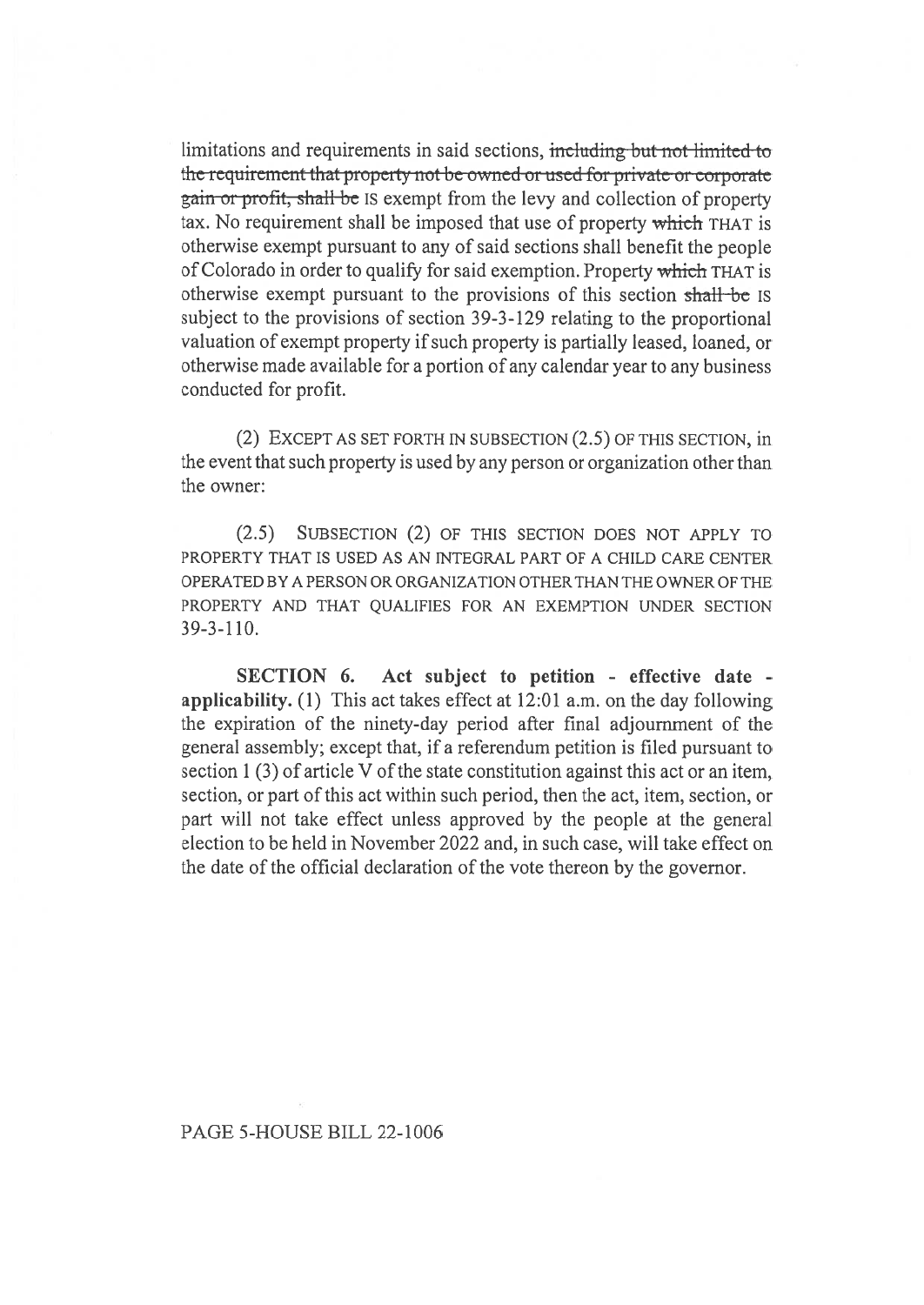limitations and requirements in said sections, ~~including but not limited to the requirement that property not be owned or used for private or corporate gain or profit, shall be~~ IS exempt from the levy and collection of property tax. No requirement shall be imposed that use of property ~~which~~ THAT is otherwise exempt pursuant to any of said sections shall benefit the people of Colorado in order to qualify for said exemption. Property ~~which~~ THAT is otherwise exempt pursuant to the provisions of this section ~~shall be~~ IS subject to the provisions of section 39-3-129 relating to the proportional valuation of exempt property if such property is partially leased, loaned, or otherwise made available for a portion of any calendar year to any business conducted for profit.

(2) EXCEPT AS SET FORTH IN SUBSECTION (2.5) OF THIS SECTION, in the event that such property is used by any person or organization other than the owner:

(2.5) SUBSECTION (2) OF THIS SECTION DOES NOT APPLY TO PROPERTY THAT IS USED AS AN INTEGRAL PART OF A CHILD CARE CENTER OPERATED BY A PERSON OR ORGANIZATION OTHER THAN THE OWNER OF THE PROPERTY AND THAT QUALIFIES FOR AN EXEMPTION UNDER SECTION 39-3-110.

**SECTION 6. Act subject to petition - effective date - applicability.** (1) This act takes effect at 12:01 a.m. on the day following the expiration of the ninety-day period after final adjournment of the general assembly; except that, if a referendum petition is filed pursuant to section 1 (3) of article V of the state constitution against this act or an item, section, or part of this act within such period, then the act, item, section, or part will not take effect unless approved by the people at the general election to be held in November 2022 and, in such case, will take effect on the date of the official declaration of the vote thereon by the governor.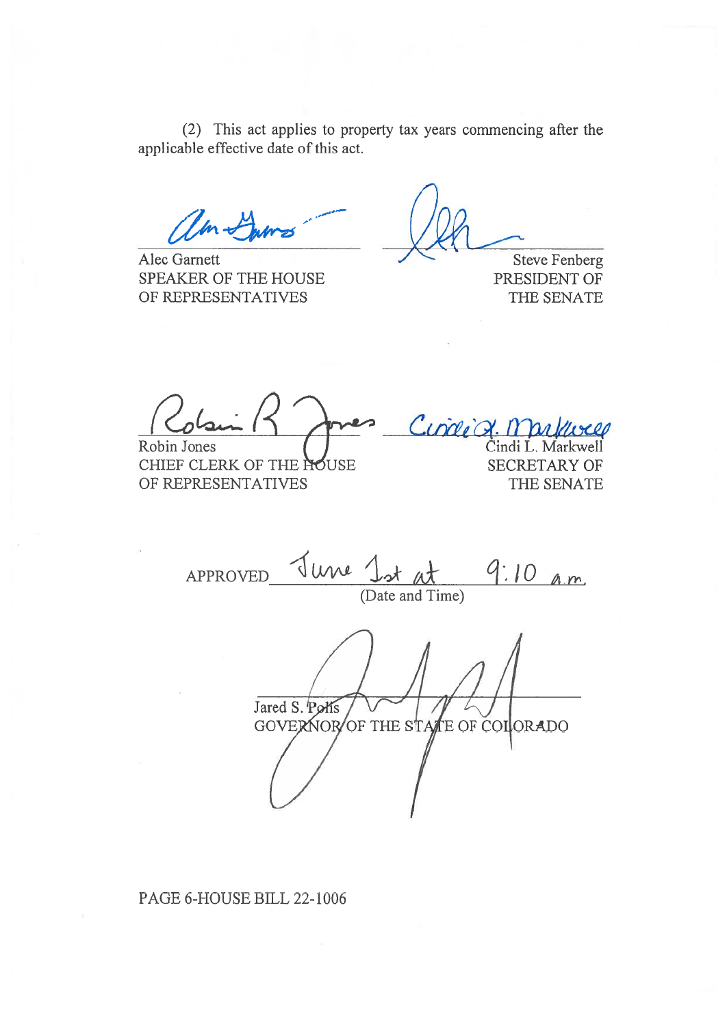(2) This act applies to property tax years commencing after the applicable effective date of this act.

Alec Garnett
SPEAKER OF THE HOUSE
OF REPRESENTATIVES

Steve Fenberg
PRESIDENT OF
THE SENATE

Robin Jones
CHIEF CLERK OF THE HOUSE
OF REPRESENTATIVES

Cindi L. Markwell
SECRETARY OF
THE SENATE

APPROVED June 1st at 9:10 a.m.
(Date and Time)

Jared S. Polis
GOVERNOR OF THE STATE OF COLORADO

PAGE 6-HOUSE BILL 22-1006